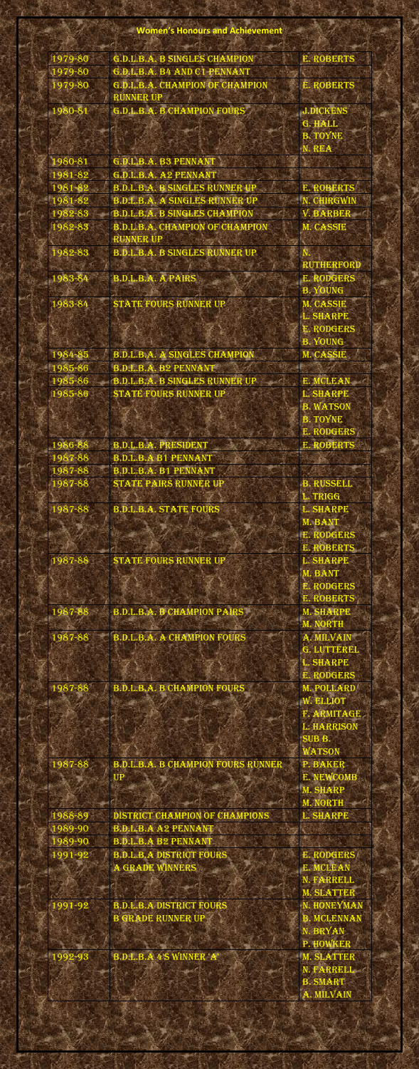# Women's Honours and Achievement

| | | |
|---|---|---|
| 1979-80 | G.D.L.B.A. B SINGLES CHAMPION | E. ROBERTS |
| 1979-80 | G.D.L.B.A. B4 AND C1 PENNANT | |
| 1979-80 | G.D.L.B.A. CHAMPION OF CHAMPION RUNNER UP | E. ROBERTS |
| 1980-81 | G.D.L.B.A. B CHAMPION FOURS | J.DICKENS<br>G. HALL<br>B. TOYNE<br>N. REA |
| 1980-81 | G.D.L.B.A. B3 PENNANT | |
| 1981-82 | G.D.L.B.A. A2 PENNANT | |
| 1981-82 | B.D.L.B.A. B SINGLES RUNNER UP | E. ROBERTS |
| 1981-82 | B.D.L.B.A. A SINGLES RUNNER UP | N. CHIRGWIN |
| 1982-83 | B.D.L.B.A. B SINGLES CHAMPION | V. BARBER |
| 1982-83 | B.D.L.B.A. CHAMPION OF CHAMPION RUNNER UP | M. CASSIE |
| 1982-83 | B.D.L.B.A. B SINGLES RUNNER UP | N. RUTHERFORD |
| 1983-84 | B.D.L.B.A. A PAIRS | E. RODGERS<br>B. YOUNG |
| 1983-84 | STATE FOURS RUNNER UP | M. CASSIE<br>L. SHARPE<br>E. RODGERS<br>B. YOUNG |
| 1984-85 | B.D.L.B.A. A SINGLES CHAMPION | M. CASSIE |
| 1985-86 | B.D.L.B.A. B2 PENNANT | |
| 1985-86 | B.D.L.B.A. B SINGLES RUNNER UP | E. MCLEAN |
| 1985-86 | STATE FOURS RUNNER UP | L. SHARPE<br>B. WATSON<br>B. TOYNE<br>E. RODGERS |
| 1986-88 | B.D.L.B.A. PRESIDENT | E. ROBERTS |
| 1987-88 | B.D.L.B.A B1 PENNANT | |
| 1987-88 | B.D.L.B.A. B1 PENNANT | |
| 1987-88 | STATE PAIRS RUNNER UP | B. RUSSELL<br>L. TRIGG |
| 1987-88 | B.D.L.B.A. STATE FOURS | L. SHARPE<br>M. BANT<br>E. RODGERS<br>E. ROBERTS |
| 1987-88 | STATE FOURS RUNNER UP | L. SHARPE<br>M. BANT<br>E. RODGERS<br>E. ROBERTS |
| 1987-88 | B.D.L.B.A. B CHAMPION PAIRS | M. SHARPE<br>M. NORTH |
| 1987-88 | B.D.L.B.A. A CHAMPION FOURS | A. MILVAIN<br>G. LUTTEREL<br>L. SHARPE<br>E. RODGERS |
| 1987-88 | B.D.L.B.A. B CHAMPION FOURS | M. POLLARD<br>W. ELLIOT<br>F. ARMITAGE<br>L. HARRISON<br>SUB B. WATSON |
| 1987-88 | B.D.L.B.A. B CHAMPION FOURS RUNNER UP | P. BAKER<br>E. NEWCOMB<br>M. SHARP<br>M. NORTH |
| 1988-89 | DISTRICT CHAMPION OF CHAMPIONS | L. SHARPE |
| 1989-90 | B.D.L.B.A A2 PENNANT | |
| 1989-90 | B.D.L.B.A B2 PENNANT | |
| 1991-92 | B.D.L.B.A DISTRICT FOURS A GRADE WINNERS | E. RODGERS<br>E. MCLEAN<br>N. FARRELL<br>M. SLATTER |
| 1991-92 | B.D.L.B.A DISTRICT FOURS B GRADE RUNNER UP | N. HONEYMAN<br>B. MCLENNAN<br>N. BRYAN<br>P. HOWKER |
| 1992-93 | B.D.L.B.A 4'S WINNER 'A' | M. SLATTER<br>N. FARRELL<br>B. SMART<br>A. MILVAIN |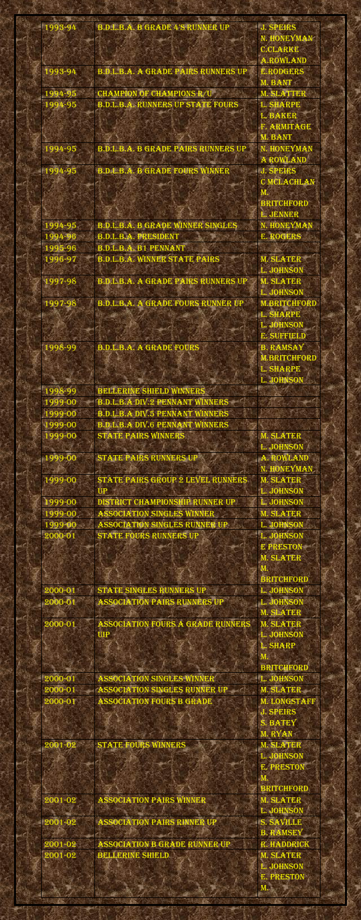| | | |
|---|---|---|
| 1993-94 | B.D.L.B.A. B GRADE 4'S RUNNER UP | J. SPEIRS<br>N. HONEYMAN<br>C.CLARKE<br>A.ROWLAND |
| 1993-94 | B.D.L.B.A. A GRADE PAIRS RUNNERS UP | E.RODGERS<br>M. BANT |
| 1994-95 | CHAMPION OF CHAMPIONS R/U | M. SLATTER |
| 1994-95 | B.D.L.B.A. RUNNERS UP STATE FOURS | L. SHARPE<br>L. BAKER<br>F. ARMITAGE<br>M. BANT |
| 1994-95 | B.D.L.B.A. B GRADE PAIRS RUNNERS UP | N. HONEYMAN<br>A ROWLAND |
| 1994-95 | B.D.L.B.A. B GRADE FOURS WINNER | J. SPEIRS<br>C MCLACHLAN<br>M. BRITCHFORD<br>L. JENNER |
| 1994-95 | B.D.L.B.A. B GRADE WINNER SINGLES | N. HONEYMAN |
| 1994-96 | B.D.L.B.A. PRESIDENT | E. ROGERS |
| 1995-96 | B.D.L.B.A. B1 PENNANT | |
| 1996-97 | B.D.L.B.A. WINNER STATE PAIRS | M. SLATER<br>L. JOHNSON |
| 1997-98 | B.D.L.B.A. A GRADE PAIRS RUNNERS UP | M. SLATER<br>L. JOHNSON |
| 1997-98 | B.D.L.B.A. A GRADE FOURS RUNNER UP | M.BRITCHFORD<br>L. SHARPE<br>L. JOHNSON<br>E. SUFFIELD |
| 1998-99 | B.D.L.B.A. A GRADE FOURS | B. RAMSAY<br>M.BRITCHFORD<br>L. SHARPE<br>L. JOHNSON |
| 1998-99 | BELLERINE SHIELD WINNERS | |
| 1999-00 | B.D.L.B.A DIV.2 PENNANT WINNERS | |
| 1999-00 | B.D.L.B.A DIV.5 PENNANT WINNERS | |
| 1999-00 | B.D.L.B.A DIV.6 PENNANT WINNERS | |
| 1999-00 | STATE PAIRS WINNERS | M. SLATER<br>L. JOHNSON |
| 1999-00 | STATE PAIRS RUNNERS UP | A. ROWLAND<br>N. HONEYMAN |
| 1999-00 | STATE PAIRS GROUP 2 LEVEL RUNNERS UP | M. SLATER<br>L. JOHNSON |
| 1999-00 | DISTRICT CHAMPIONSHIP RUNNER UP | L. JOHNSON |
| 1999-00 | ASSOCIATION SINGLES WINNER | M. SLATER |
| 1999-00 | ASSOCIATION SINGLES RUNNER UP | L. JOHNSON |
| 2000-01 | STATE FOURS RUNNERS UP | L. JOHNSON<br>E PRESTON<br>M. SLATER<br>M. BRITCHFORD |
| 2000-01 | STATE SINGLES RUNNERS UP | L. JOHNSON |
| 2000-01 | ASSOCIATION PAIRS RUNNERS UP | L. JOHNSON<br>M. SLATER |
| 2000-01 | ASSOCIATION FOURS A GRADE RUNNERS UIP | M. SLATER<br>L. JOHNSON<br>L. SHARP<br>M. BRITCHFORD |
| 2000-01 | ASSOCIATION SINGLES WINNER | L. JOHNSON |
| 2000-01 | ASSOCIATION SINGLES RUNNER UP | M. SLATER |
| 2000-01 | ASSOCIATION FOURS B GRADE | M. LONGSTAFF<br>J. SPEIRS<br>S. BATEY<br>M. RYAN |
| 2001-02 | STATE FOURS WINNERS | M. SLATER<br>L. JOHNSON<br>E. PRESTON<br>M. BRITCHFORD |
| 2001-02 | ASSOCIATION PAIRS WINNER | M. SLATER<br>L. JOHNSON |
| 2001-02 | ASSOCIATION PAIRS RINNER UP | S. SAVILLE<br>B. RAMSEY |
| 2001-02 | ASSOCIATION B GRADE RUNNER UP | R. HADDRICK |
| 2001-02 | BELLERINE SHIELD | M. SLATER<br>L. JOHNSON<br>E. PRESTON<br>M. |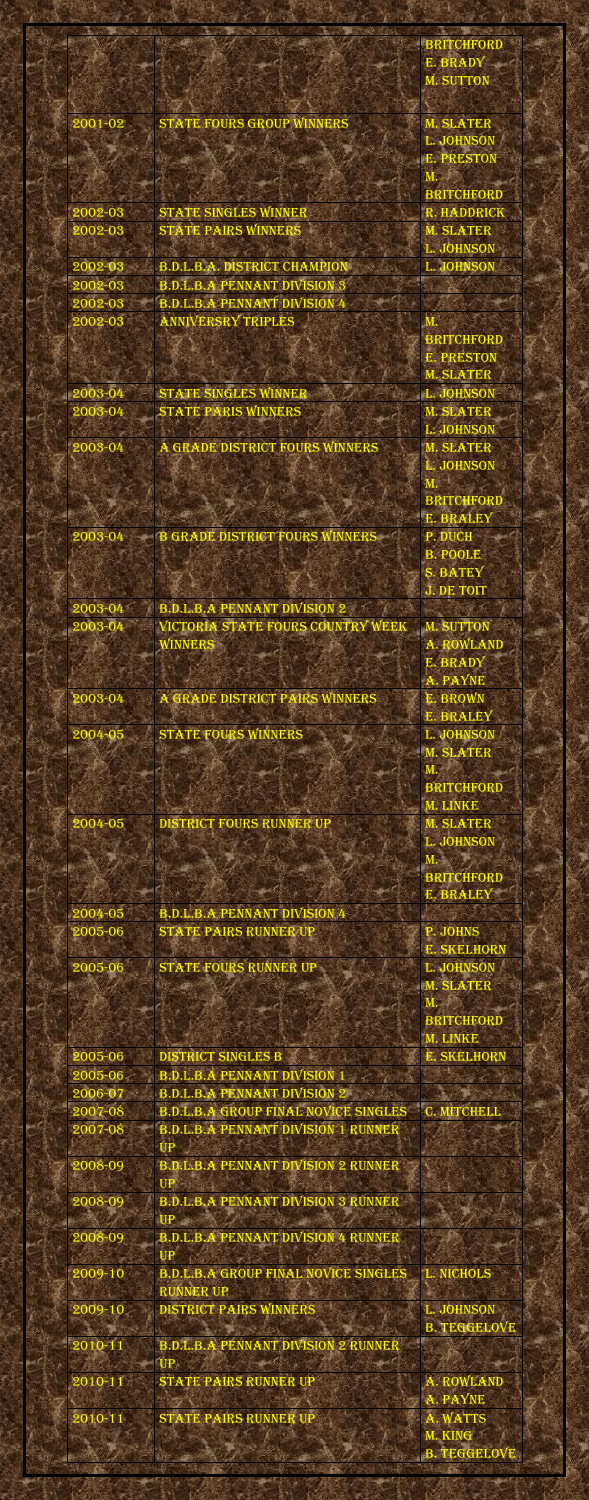| | | BRITCHFORD<br>E. BRADY<br>M. SUTTON |
|---|---|---|
| 2001-02 | STATE FOURS GROUP WINNERS | M. SLATER<br>L. JOHNSON<br>E. PRESTON<br>M. BRITCHFORD |
| 2002-03 | STATE SINGLES WINNER | R. HADDRICK |
| 2002-03 | STATE PAIRS WINNERS | M. SLATER<br>L. JOHNSON |
| 2002-03 | B.D.L.B.A. DISTRICT CHAMPION | L. JOHNSON |
| 2002-03 | B.D.L.B.A PENNANT DIVISION 3 | |
| 2002-03 | B.D.L.B.A PENNANT DIVISION 4 | |
| 2002-03 | ANNIVERSRY TRIPLES | M. BRITCHFORD<br>E. PRESTON<br>M. SLATER |
| 2003-04 | STATE SINGLES WINNER | L. JOHNSON |
| 2003-04 | STATE PARIS WINNERS | M. SLATER<br>L. JOHNSON |
| 2003-04 | A GRADE DISTRICT FOURS WINNERS | M. SLATER<br>L. JOHNSON<br>M. BRITCHFORD<br>E. BRALEY |
| 2003-04 | B GRADE DISTRICT FOURS WINNERS | P. DUCH<br>B. POOLE<br>S. BATEY<br>J. DE TOIT |
| 2003-04 | B.D.L.B.A PENNANT DIVISION 2 | |
| 2003-04 | VICTORIA STATE FOURS COUNTRY WEEK WINNERS | M. SUTTON<br>A. ROWLAND<br>E. BRADY<br>A. PAYNE |
| 2003-04 | A GRADE DISTRICT PAIRS WINNERS | E. BROWN<br>E. BRALEY |
| 2004-05 | STATE FOURS WINNERS | L. JOHNSON<br>M. SLATER<br>M. BRITCHFORD<br>M. LINKE |
| 2004-05 | DISTRICT FOURS RUNNER UP | M. SLATER<br>L. JOHNSON<br>M. BRITCHFORD<br>E. BRALEY |
| 2004-05 | B.D.L.B.A PENNANT DIVISION 4 | |
| 2005-06 | STATE PAIRS RUNNER UP | P. JOHNS<br>E. SKELHORN |
| 2005-06 | STATE FOURS RUNNER UP | L. JOHNSON<br>M. SLATER<br>M. BRITCHFORD<br>M. LINKE |
| 2005-06 | DISTRICT SINGLES B | E. SKELHORN |
| 2005-06 | B.D.L.B.A PENNANT DIVISION 1 | |
| 2006-07 | B.D.L.B.A PENNANT DIVISION 2 | |
| 2007-08 | B.D.L.B.A GROUP FINAL NOVICE SINGLES | C. MITCHELL |
| 2007-08 | B.D.L.B.A PENNANT DIVISION 1 RUNNER UP | |
| 2008-09 | B.D.L.B.A PENNANT DIVISION 2 RUNNER UP | |
| 2008-09 | B.D.L.B.A PENNANT DIVISION 3 RUNNER UP | |
| 2008-09 | B.D.L.B.A PENNANT DIVISION 4 RUNNER UP | |
| 2009-10 | B.D.L.B.A GROUP FINAL NOVICE SINGLES RUNNER UP | L. NICHOLS |
| 2009-10 | DISTRICT PAIRS WINNERS | L. JOHNSON<br>B. TEGGELOVE |
| 2010-11 | B.D.L.B.A PENNANT DIVISION 2 RUNNER UP | |
| 2010-11 | STATE PAIRS RUNNER UP | A. ROWLAND<br>A. PAYNE |
| 2010-11 | STATE PAIRS RUNNER UP | A. WATTS<br>M. KING<br>B. TEGGELOVE |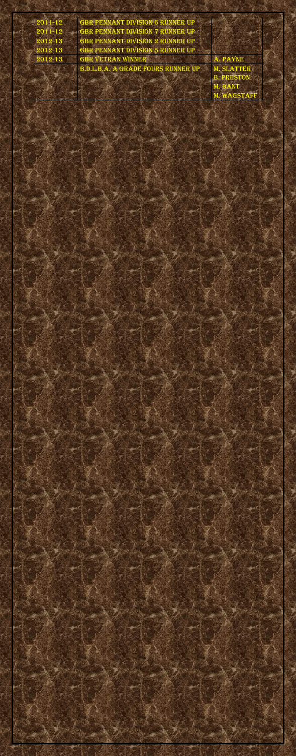| | | |
|---|---|---|
| 2011-12 | GBR PENNANT DIVISION 6 RUNNER UP | |
| 2011-12 | GBR PENNANT DIVISION 7 RUNNER UP | |
| 2012-13 | GBR PENNANT DIVISION 2 RUNNER UP | |
| 2012-13 | GBR PENNANT DIVISION 5 RUNNER UP | |
| 2012-13 | GBR VETRAN WINNER | A. PAYNE |
| | B.D.L.B.A. A GRADE FOURS RUNNER UP | M. SLATTER<br>B. PRESTON<br>M. BANT<br>M. WAGSTAFF |